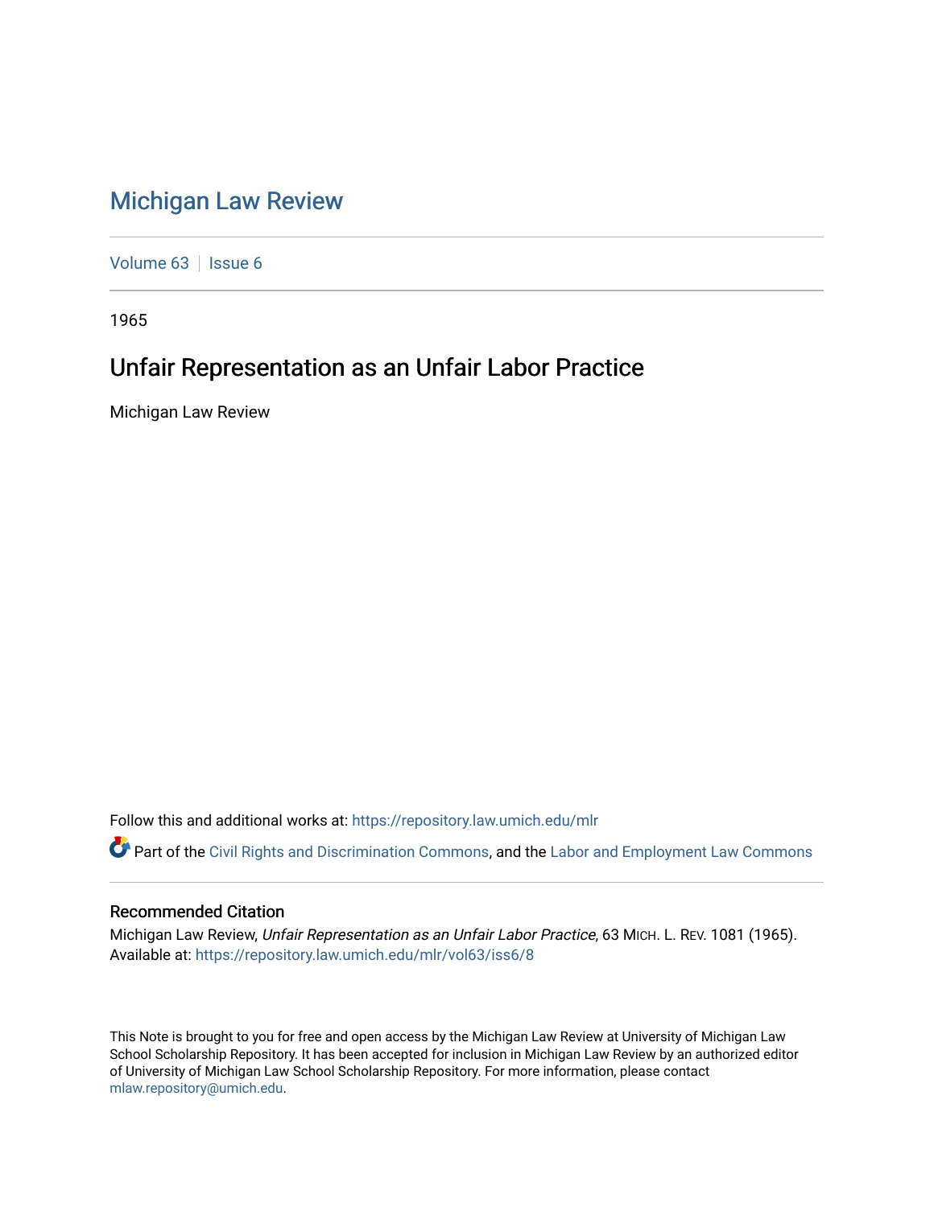# Michigan Law Review

Volume 63 | Issue 6

1965

## Unfair Representation as an Unfair Labor Practice

Michigan Law Review

Follow this and additional works at: https://repository.law.umich.edu/mlr

Part of the Civil Rights and Discrimination Commons, and the Labor and Employment Law Commons

### Recommended Citation

Michigan Law Review, *Unfair Representation as an Unfair Labor Practice*, 63 MICH. L. REV. 1081 (1965).
Available at: https://repository.law.umich.edu/mlr/vol63/iss6/8

This Note is brought to you for free and open access by the Michigan Law Review at University of Michigan Law School Scholarship Repository. It has been accepted for inclusion in Michigan Law Review by an authorized editor of University of Michigan Law School Scholarship Repository. For more information, please contact mlaw.repository@umich.edu.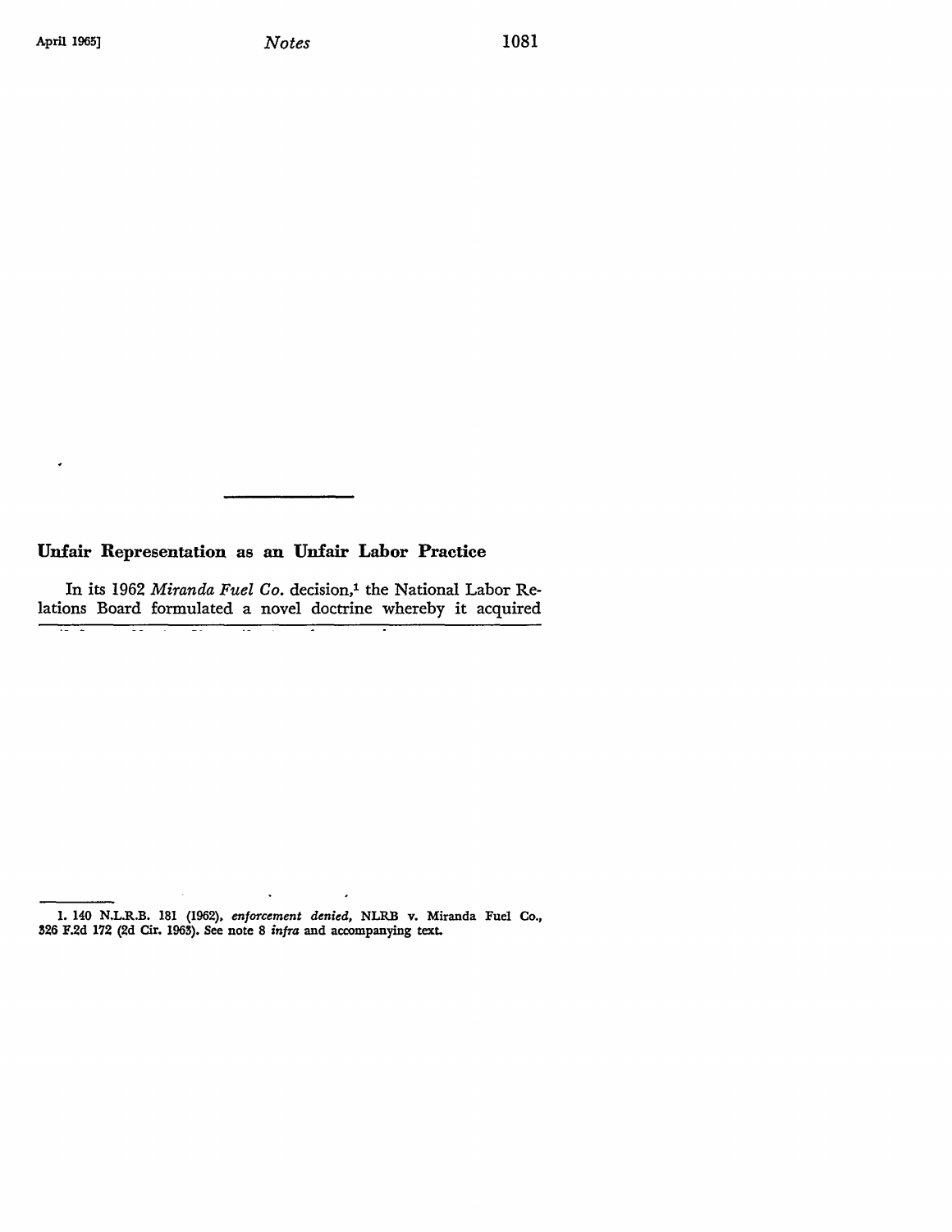## Unfair Representation as an Unfair Labor Practice

In its 1962 *Miranda Fuel Co.* decision,[1] the National Labor Relations Board formulated a novel doctrine whereby it acquired

1. 140 N.L.R.B. 181 (1962), *enforcement denied*, NLRB v. Miranda Fuel Co., 326 F.2d 172 (2d Cir. 1963). See note 8 *infra* and accompanying text.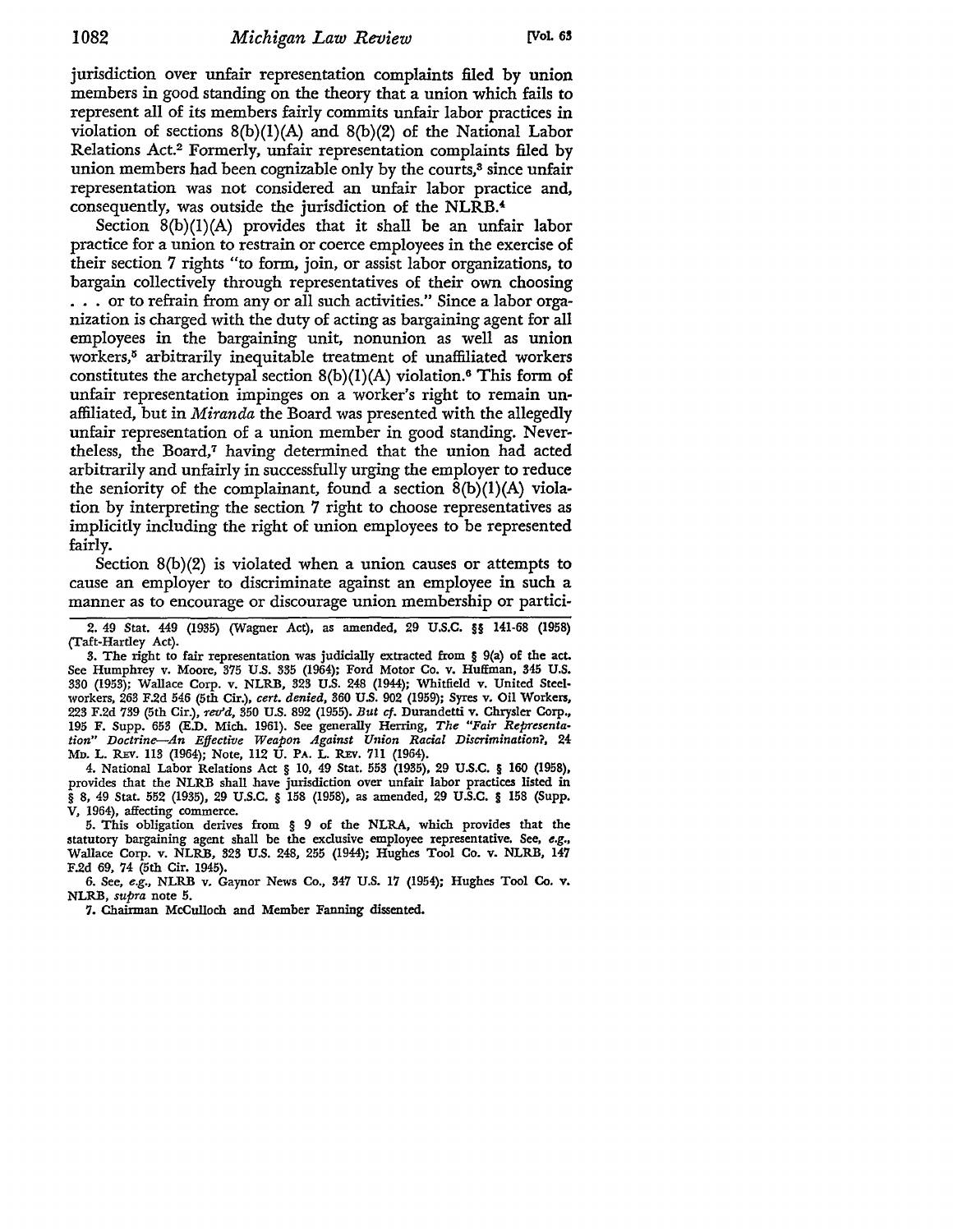jurisdiction over unfair representation complaints filed by union members in good standing on the theory that a union which fails to represent all of its members fairly commits unfair labor practices in violation of sections 8(b)(1)(A) and 8(b)(2) of the National Labor Relations Act.[2] Formerly, unfair representation complaints filed by union members had been cognizable only by the courts,[3] since unfair representation was not considered an unfair labor practice and, consequently, was outside the jurisdiction of the NLRB.[4]

Section 8(b)(1)(A) provides that it shall be an unfair labor practice for a union to restrain or coerce employees in the exercise of their section 7 rights "to form, join, or assist labor organizations, to bargain collectively through representatives of their own choosing . . . or to refrain from any or all such activities." Since a labor organization is charged with the duty of acting as bargaining agent for all employees in the bargaining unit, nonunion as well as union workers,[5] arbitrarily inequitable treatment of unaffiliated workers constitutes the archetypal section 8(b)(1)(A) violation.[6] This form of unfair representation impinges on a worker's right to remain unaffiliated, but in *Miranda* the Board was presented with the allegedly unfair representation of a union member in good standing. Nevertheless, the Board,[7] having determined that the union had acted arbitrarily and unfairly in successfully urging the employer to reduce the seniority of the complainant, found a section 8(b)(1)(A) violation by interpreting the section 7 right to choose representatives as implicitly including the right of union employees to be represented fairly.

Section 8(b)(2) is violated when a union causes or attempts to cause an employer to discriminate against an employee in such a manner as to encourage or discourage union membership or partici-

---

2. 49 Stat. 449 (1935) (Wagner Act), as amended, 29 U.S.C. §§ 141-68 (1958) (Taft-Hartley Act).

3. The right to fair representation was judicially extracted from § 9(a) of the act. See Humphrey v. Moore, 375 U.S. 335 (1964); Ford Motor Co. v. Huffman, 345 U.S. 330 (1953); Wallace Corp. v. NLRB, 323 U.S. 248 (1944); Whitfield v. United Steelworkers, 263 F.2d 546 (5th Cir.), *cert. denied*, 360 U.S. 902 (1959); Syres v. Oil Workers, 223 F.2d 739 (5th Cir.), *rev'd*, 350 U.S. 892 (1955). *But cf.* Durandetti v. Chrysler Corp., 195 F. Supp. 653 (E.D. Mich. 1961). See generally Herring, *The "Fair Representation" Doctrine—An Effective Weapon Against Union Racial Discrimination?*, 24 Md. L. Rev. 113 (1964); Note, 112 U. Pa. L. Rev. 711 (1964).

4. National Labor Relations Act § 10, 49 Stat. 553 (1935), 29 U.S.C. § 160 (1958), provides that the NLRB shall have jurisdiction over unfair labor practices listed in § 8, 49 Stat. 552 (1935), 29 U.S.C. § 158 (1958), as amended, 29 U.S.C. § 158 (Supp. V, 1964), affecting commerce.

5. This obligation derives from § 9 of the NLRA, which provides that the statutory bargaining agent shall be the exclusive employee representative. See, *e.g.*, Wallace Corp. v. NLRB, 323 U.S. 248, 255 (1944); Hughes Tool Co. v. NLRB, 147 F.2d 69, 74 (5th Cir. 1945).

6. See, *e.g.*, NLRB v. Gaynor News Co., 347 U.S. 17 (1954); Hughes Tool Co. v. NLRB, *supra* note 5.

7. Chairman McCulloch and Member Fanning dissented.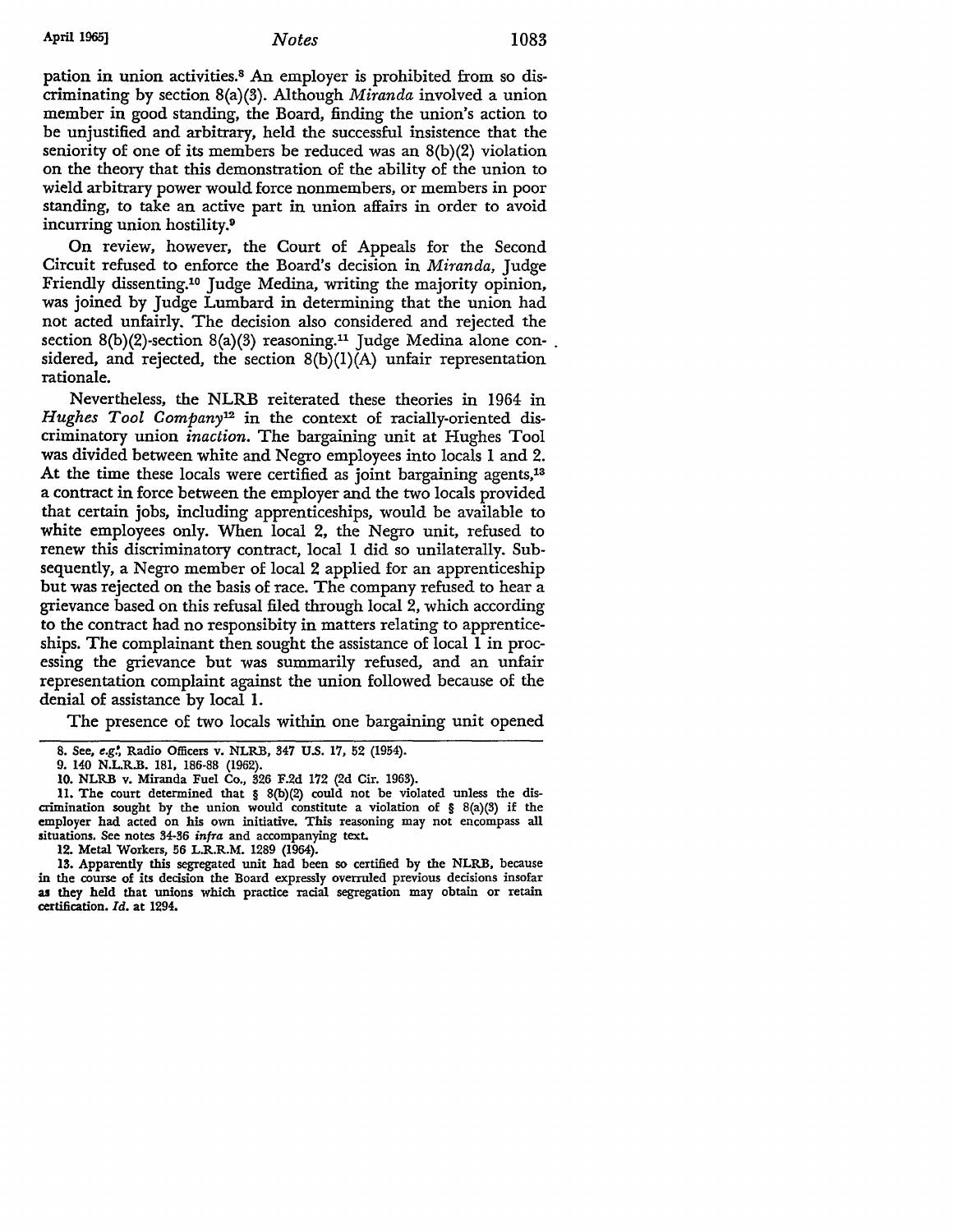pation in union activities.[8] An employer is prohibited from so discriminating by section 8(a)(3). Although *Miranda* involved a union member in good standing, the Board, finding the union's action to be unjustified and arbitrary, held the successful insistence that the seniority of one of its members be reduced was an 8(b)(2) violation on the theory that this demonstration of the ability of the union to wield arbitrary power would force nonmembers, or members in poor standing, to take an active part in union affairs in order to avoid incurring union hostility.[9]

On review, however, the Court of Appeals for the Second Circuit refused to enforce the Board's decision in *Miranda,* Judge Friendly dissenting.[10] Judge Medina, writing the majority opinion, was joined by Judge Lumbard in determining that the union had not acted unfairly. The decision also considered and rejected the section 8(b)(2)-section 8(a)(3) reasoning.[11] Judge Medina alone considered, and rejected, the section 8(b)(1)(A) unfair representation rationale.

Nevertheless, the NLRB reiterated these theories in 1964 in *Hughes Tool Company*[12] in the context of racially-oriented discriminatory union *inaction.* The bargaining unit at Hughes Tool was divided between white and Negro employees into locals 1 and 2. At the time these locals were certified as joint bargaining agents,[13] a contract in force between the employer and the two locals provided that certain jobs, including apprenticeships, would be available to white employees only. When local 2, the Negro unit, refused to renew this discriminatory contract, local 1 did so unilaterally. Subsequently, a Negro member of local 2 applied for an apprenticeship but was rejected on the basis of race. The company refused to hear a grievance based on this refusal filed through local 2, which according to the contract had no responsibity in matters relating to apprenticeships. The complainant then sought the assistance of local 1 in processing the grievance but was summarily refused, and an unfair representation complaint against the union followed because of the denial of assistance by local 1.

The presence of two locals within one bargaining unit opened

---

8. See, *e.g.*, Radio Officers v. NLRB, 347 U.S. 17, 52 (1954).

9. 140 N.L.R.B. 181, 186-88 (1962).

10. NLRB v. Miranda Fuel Co., 326 F.2d 172 (2d Cir. 1963).

11. The court determined that § 8(b)(2) could not be violated unless the discrimination sought by the union would constitute a violation of § 8(a)(3) if the employer had acted on his own initiative. This reasoning may not encompass all situations. See notes 34-36 *infra* and accompanying text.

12. Metal Workers, 56 L.R.R.M. 1289 (1964).

13. Apparently this segregated unit had been so certified by the NLRB, because in the course of its decision the Board expressly overruled previous decisions insofar as they held that unions which practice racial segregation may obtain or retain certification. *Id.* at 1294.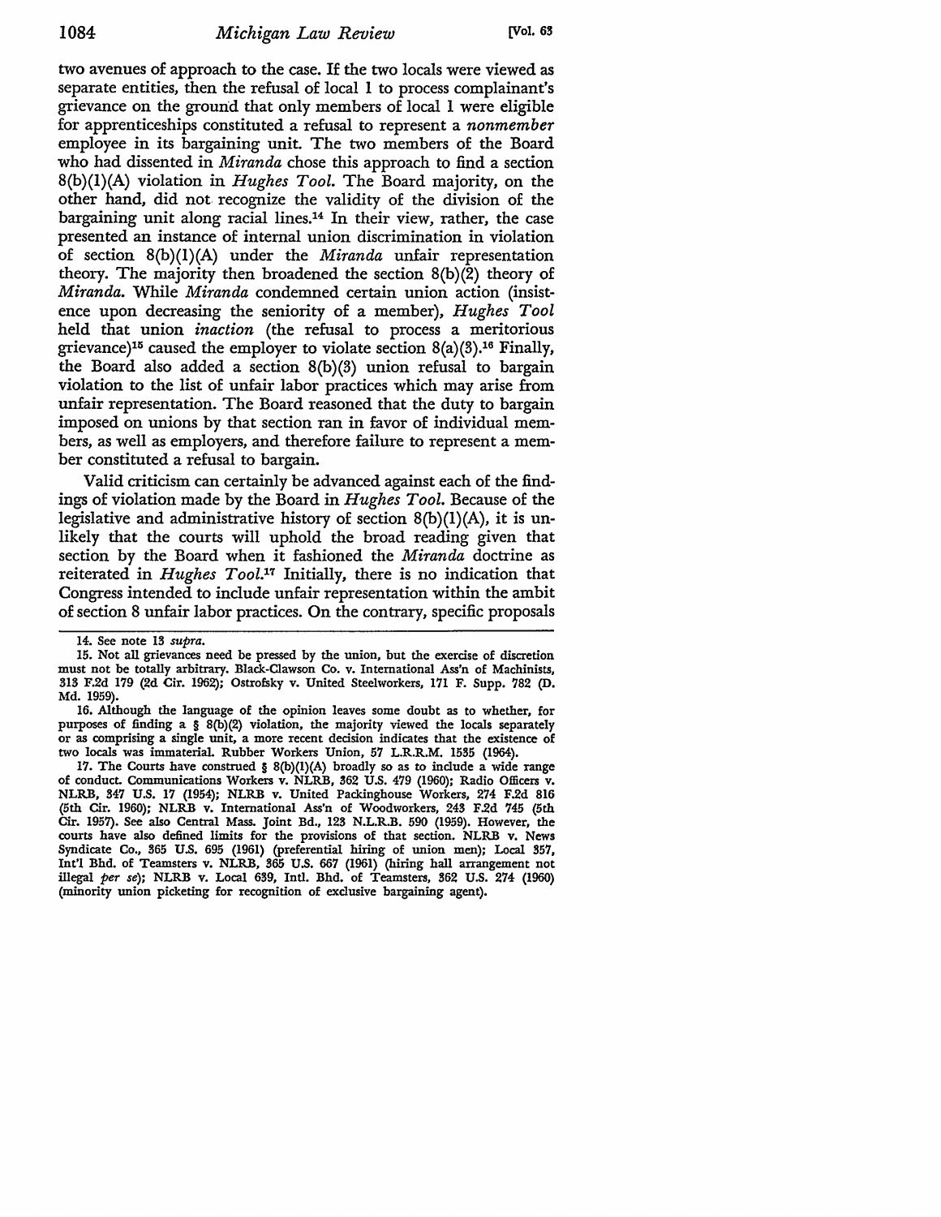two avenues of approach to the case. If the two locals were viewed as separate entities, then the refusal of local 1 to process complainant's grievance on the ground that only members of local 1 were eligible for apprenticeships constituted a refusal to represent a *nonmember* employee in its bargaining unit. The two members of the Board who had dissented in *Miranda* chose this approach to find a section 8(b)(1)(A) violation in *Hughes Tool*. The Board majority, on the other hand, did not recognize the validity of the division of the bargaining unit along racial lines.[14] In their view, rather, the case presented an instance of internal union discrimination in violation of section 8(b)(1)(A) under the *Miranda* unfair representation theory. The majority then broadened the section 8(b)(2) theory of *Miranda*. While *Miranda* condemned certain union action (insistence upon decreasing the seniority of a member), *Hughes Tool* held that union *inaction* (the refusal to process a meritorious grievance)[15] caused the employer to violate section 8(a)(3).[16] Finally, the Board also added a section 8(b)(3) union refusal to bargain violation to the list of unfair labor practices which may arise from unfair representation. The Board reasoned that the duty to bargain imposed on unions by that section ran in favor of individual members, as well as employers, and therefore failure to represent a member constituted a refusal to bargain.

Valid criticism can certainly be advanced against each of the findings of violation made by the Board in *Hughes Tool*. Because of the legislative and administrative history of section 8(b)(1)(A), it is unlikely that the courts will uphold the broad reading given that section by the Board when it fashioned the *Miranda* doctrine as reiterated in *Hughes Tool*.[17] Initially, there is no indication that Congress intended to include unfair representation within the ambit of section 8 unfair labor practices. On the contrary, specific proposals

14. See note 13 *supra*.

15. Not all grievances need be pressed by the union, but the exercise of discretion must not be totally arbitrary. Black-Clawson Co. v. International Ass'n of Machinists, 313 F.2d 179 (2d Cir. 1962); Ostrofsky v. United Steelworkers, 171 F. Supp. 782 (D. Md. 1959).

16. Although the language of the opinion leaves some doubt as to whether, for purposes of finding a § 8(b)(2) violation, the majority viewed the locals separately or as comprising a single unit, a more recent decision indicates that the existence of two locals was immaterial. Rubber Workers Union, 57 L.R.R.M. 1535 (1964).

17. The Courts have construed § 8(b)(1)(A) broadly so as to include a wide range of conduct. Communications Workers v. NLRB, 362 U.S. 479 (1960); Radio Officers v. NLRB, 347 U.S. 17 (1954); NLRB v. United Packinghouse Workers, 274 F.2d 816 (5th Cir. 1960); NLRB v. International Ass'n of Woodworkers, 243 F.2d 745 (5th Cir. 1957). See also Central Mass. Joint Bd., 123 N.L.R.B. 590 (1959). However, the courts have also defined limits for the provisions of that section. NLRB v. News Syndicate Co., 365 U.S. 695 (1961) (preferential hiring of union men); Local 357, Int'l Bhd. of Teamsters v. NLRB, 365 U.S. 667 (1961) (hiring hall arrangement not illegal *per se*); NLRB v. Local 639, Intl. Bhd. of Teamsters, 362 U.S. 274 (1960) (minority union picketing for recognition of exclusive bargaining agent).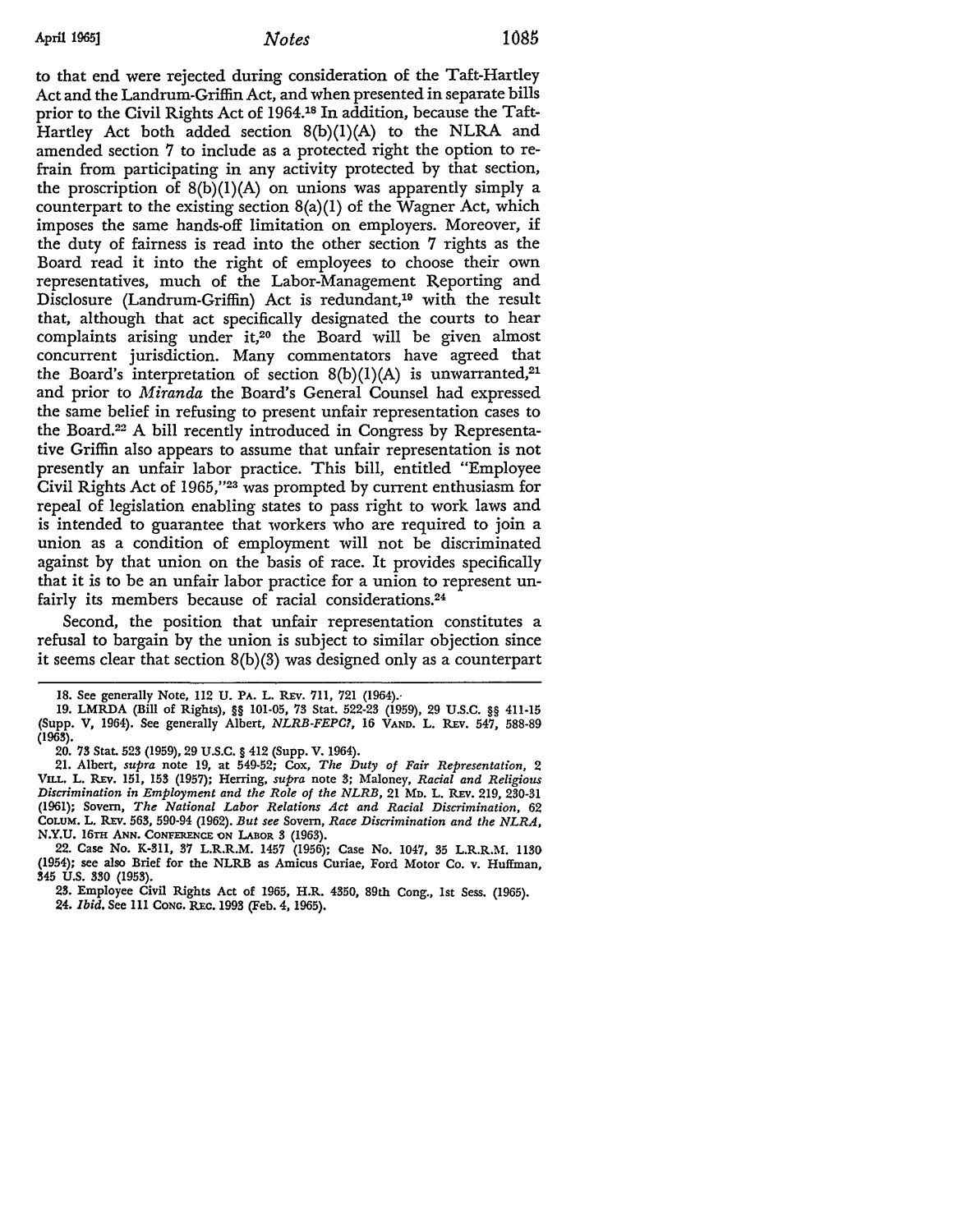to that end were rejected during consideration of the Taft-Hartley Act and the Landrum-Griffin Act, and when presented in separate bills prior to the Civil Rights Act of 1964.[18] In addition, because the Taft-Hartley Act both added section 8(b)(1)(A) to the NLRA and amended section 7 to include as a protected right the option to refrain from participating in any activity protected by that section, the proscription of 8(b)(1)(A) on unions was apparently simply a counterpart to the existing section 8(a)(1) of the Wagner Act, which imposes the same hands-off limitation on employers. Moreover, if the duty of fairness is read into the other section 7 rights as the Board read it into the right of employees to choose their own representatives, much of the Labor-Management Reporting and Disclosure (Landrum-Griffin) Act is redundant,[19] with the result that, although that act specifically designated the courts to hear complaints arising under it,[20] the Board will be given almost concurrent jurisdiction. Many commentators have agreed that the Board's interpretation of section 8(b)(1)(A) is unwarranted,[21] and prior to *Miranda* the Board's General Counsel had expressed the same belief in refusing to present unfair representation cases to the Board.[22] A bill recently introduced in Congress by Representative Griffin also appears to assume that unfair representation is not presently an unfair labor practice. This bill, entitled "Employee Civil Rights Act of 1965,"[23] was prompted by current enthusiasm for repeal of legislation enabling states to pass right to work laws and is intended to guarantee that workers who are required to join a union as a condition of employment will not be discriminated against by that union on the basis of race. It provides specifically that it is to be an unfair labor practice for a union to represent unfairly its members because of racial considerations.[24]

Second, the position that unfair representation constitutes a refusal to bargain by the union is subject to similar objection since it seems clear that section 8(b)(3) was designed only as a counterpart

---

18. See generally Note, 112 U. PA. L. REV. 711, 721 (1964).

19. LMRDA (Bill of Rights), §§ 101-05, 73 Stat. 522-23 (1959), 29 U.S.C. §§ 411-15 (Supp. V, 1964). See generally Albert, *NLRB-FEPC?*, 16 VAND. L. REV. 547, 588-89 (1963).

20. 73 Stat. 523 (1959), 29 U.S.C. § 412 (Supp. V. 1964).

21. Albert, *supra* note 19, at 549-52; Cox, *The Duty of Fair Representation*, 2 VILL. L. REV. 151, 153 (1957); Herring, *supra* note 3; Maloney, *Racial and Religious Discrimination in Employment and the Role of the NLRB*, 21 MD. L. REV. 219, 230-31 (1961); Sovern, *The National Labor Relations Act and Racial Discrimination*, 62 COLUM. L. REV. 563, 590-94 (1962). *But see* Sovern, *Race Discrimination and the NLRA*, N.Y.U. 16TH ANN. CONFERENCE ON LABOR 3 (1963).

22. Case No. K-311, 37 L.R.R.M. 1457 (1956); Case No. 1047, 35 L.R.R.M. 1130 (1954); see also Brief for the NLRB as Amicus Curiae, Ford Motor Co. v. Huffman, 345 U.S. 330 (1953).

23. Employee Civil Rights Act of 1965, H.R. 4350, 89th Cong., 1st Sess. (1965).

24. *Ibid.* See 111 CONG. REC. 1993 (Feb. 4, 1965).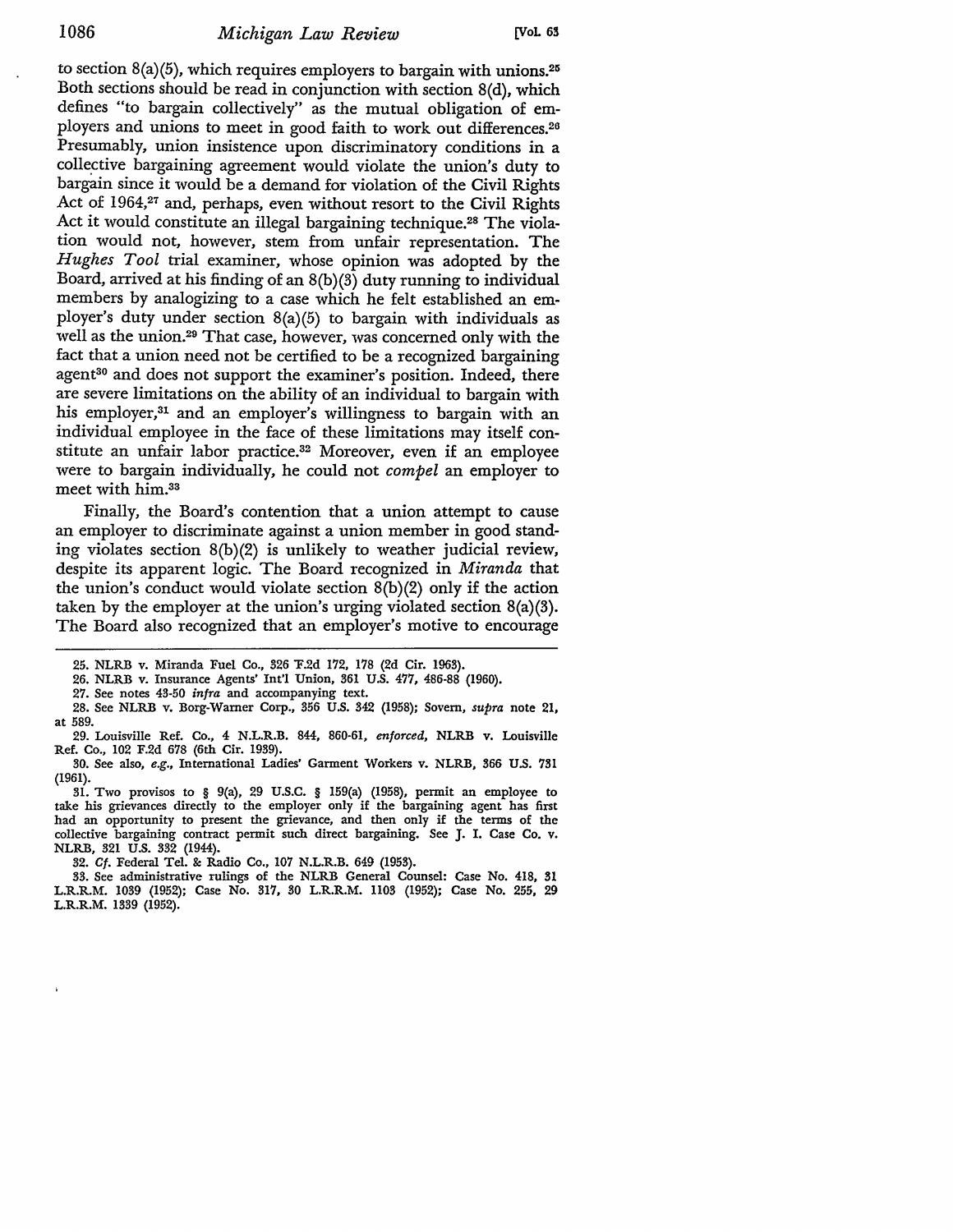to section 8(a)(5), which requires employers to bargain with unions.[25] Both sections should be read in conjunction with section 8(d), which defines "to bargain collectively" as the mutual obligation of employers and unions to meet in good faith to work out differences.[26] Presumably, union insistence upon discriminatory conditions in a collective bargaining agreement would violate the union's duty to bargain since it would be a demand for violation of the Civil Rights Act of 1964,[27] and, perhaps, even without resort to the Civil Rights Act it would constitute an illegal bargaining technique.[28] The violation would not, however, stem from unfair representation. The *Hughes Tool* trial examiner, whose opinion was adopted by the Board, arrived at his finding of an 8(b)(3) duty running to individual members by analogizing to a case which he felt established an employer's duty under section 8(a)(5) to bargain with individuals as well as the union.[29] That case, however, was concerned only with the fact that a union need not be certified to be a recognized bargaining agent[30] and does not support the examiner's position. Indeed, there are severe limitations on the ability of an individual to bargain with his employer,[31] and an employer's willingness to bargain with an individual employee in the face of these limitations may itself constitute an unfair labor practice.[32] Moreover, even if an employee were to bargain individually, he could not *compel* an employer to meet with him.[33]

Finally, the Board's contention that a union attempt to cause an employer to discriminate against a union member in good standing violates section 8(b)(2) is unlikely to weather judicial review, despite its apparent logic. The Board recognized in *Miranda* that the union's conduct would violate section 8(b)(2) only if the action taken by the employer at the union's urging violated section 8(a)(3). The Board also recognized that an employer's motive to encourage

---

25. NLRB v. Miranda Fuel Co., 326 F.2d 172, 178 (2d Cir. 1963).

26. NLRB v. Insurance Agents' Int'l Union, 361 U.S. 477, 486-88 (1960).

27. See notes 43-50 *infra* and accompanying text.

28. See NLRB v. Borg-Warner Corp., 356 U.S. 342 (1958); Sovern, *supra* note 21, at 589.

29. Louisville Ref. Co., 4 N.L.R.B. 844, 860-61, *enforced*, NLRB v. Louisville Ref. Co., 102 F.2d 678 (6th Cir. 1939).

30. See also, *e.g.*, International Ladies' Garment Workers v. NLRB, 366 U.S. 731 (1961).

31. Two provisos to § 9(a), 29 U.S.C. § 159(a) (1958), permit an employee to take his grievances directly to the employer only if the bargaining agent has first had an opportunity to present the grievance, and then only if the terms of the collective bargaining contract permit such direct bargaining. See J. I. Case Co. v. NLRB, 321 U.S. 332 (1944).

32. *Cf.* Federal Tel. & Radio Co., 107 N.L.R.B. 649 (1953).

33. See administrative rulings of the NLRB General Counsel: Case No. 418, 31 L.R.R.M. 1039 (1952); Case No. 317, 30 L.R.R.M. 1103 (1952); Case No. 255, 29 L.R.R.M. 1339 (1952).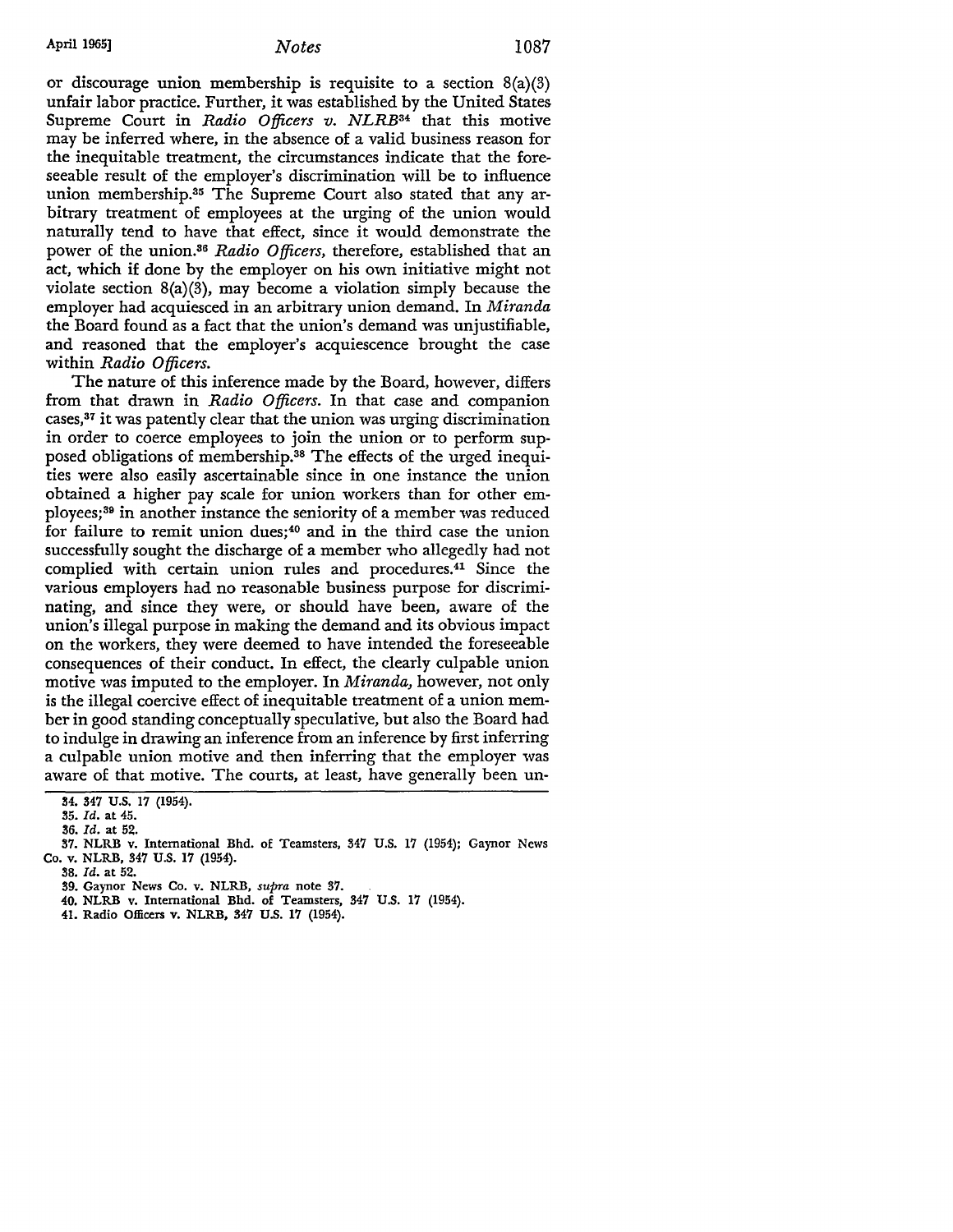or discourage union membership is requisite to a section 8(a)(3) unfair labor practice. Further, it was established by the United States Supreme Court in *Radio Officers v. NLRB*[34] that this motive may be inferred where, in the absence of a valid business reason for the inequitable treatment, the circumstances indicate that the foreseeable result of the employer's discrimination will be to influence union membership.[35] The Supreme Court also stated that any arbitrary treatment of employees at the urging of the union would naturally tend to have that effect, since it would demonstrate the power of the union.[36] *Radio Officers*, therefore, established that an act, which if done by the employer on his own initiative might not violate section 8(a)(3), may become a violation simply because the employer had acquiesced in an arbitrary union demand. In *Miranda* the Board found as a fact that the union's demand was unjustifiable, and reasoned that the employer's acquiescence brought the case within *Radio Officers*.

The nature of this inference made by the Board, however, differs from that drawn in *Radio Officers*. In that case and companion cases,[37] it was patently clear that the union was urging discrimination in order to coerce employees to join the union or to perform supposed obligations of membership.[38] The effects of the urged inequities were also easily ascertainable since in one instance the union obtained a higher pay scale for union workers than for other employees;[39] in another instance the seniority of a member was reduced for failure to remit union dues;[40] and in the third case the union successfully sought the discharge of a member who allegedly had not complied with certain union rules and procedures.[41] Since the various employers had no reasonable business purpose for discriminating, and since they were, or should have been, aware of the union's illegal purpose in making the demand and its obvious impact on the workers, they were deemed to have intended the foreseeable consequences of their conduct. In effect, the clearly culpable union motive was imputed to the employer. In *Miranda*, however, not only is the illegal coercive effect of inequitable treatment of a union member in good standing conceptually speculative, but also the Board had to indulge in drawing an inference from an inference by first inferring a culpable union motive and then inferring that the employer was aware of that motive. The courts, at least, have generally been un-

34. 347 U.S. 17 (1954).
35. *Id.* at 45.
36. *Id.* at 52.
37. NLRB v. International Bhd. of Teamsters, 347 U.S. 17 (1954); Gaynor News Co. v. NLRB, 347 U.S. 17 (1954).
38. *Id.* at 52.
39. Gaynor News Co. v. NLRB, *supra* note 37.
40. NLRB v. International Bhd. of Teamsters, 347 U.S. 17 (1954).
41. Radio Officers v. NLRB, 347 U.S. 17 (1954).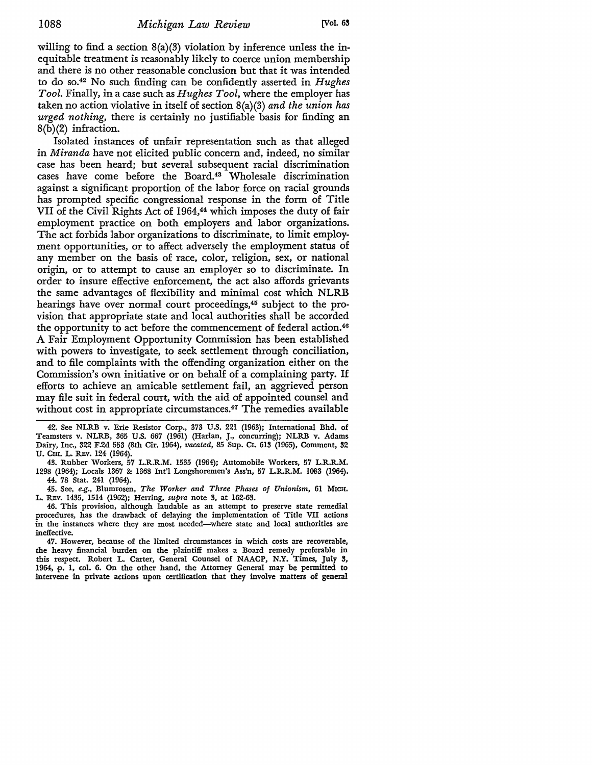willing to find a section 8(a)(3) violation by inference unless the inequitable treatment is reasonably likely to coerce union membership and there is no other reasonable conclusion but that it was intended to do so.[42] No such finding can be confidently asserted in *Hughes Tool.* Finally, in a case such as *Hughes Tool*, where the employer has taken no action violative in itself of section 8(a)(3) *and the union has urged nothing*, there is certainly no justifiable basis for finding an 8(b)(2) infraction.

Isolated instances of unfair representation such as that alleged in *Miranda* have not elicited public concern and, indeed, no similar case has been heard; but several subsequent racial discrimination cases have come before the Board.[43] Wholesale discrimination against a significant proportion of the labor force on racial grounds has prompted specific congressional response in the form of Title VII of the Civil Rights Act of 1964,[44] which imposes the duty of fair employment practice on both employers and labor organizations. The act forbids labor organizations to discriminate, to limit employment opportunities, or to affect adversely the employment status of any member on the basis of race, color, religion, sex, or national origin, or to attempt to cause an employer so to discriminate. In order to insure effective enforcement, the act also affords grievants the same advantages of flexibility and minimal cost which NLRB hearings have over normal court proceedings,[45] subject to the provision that appropriate state and local authorities shall be accorded the opportunity to act before the commencement of federal action.[46] A Fair Employment Opportunity Commission has been established with powers to investigate, to seek settlement through conciliation, and to file complaints with the offending organization either on the Commission's own initiative or on behalf of a complaining party. If efforts to achieve an amicable settlement fail, an aggrieved person may file suit in federal court, with the aid of appointed counsel and without cost in appropriate circumstances.[47] The remedies available

42. See NLRB v. Erie Resistor Corp., 373 U.S. 221 (1963); International Bhd. of Teamsters v. NLRB, 365 U.S. 667 (1961) (Harlan, J., concurring); NLRB v. Adams Dairy, Inc., 322 F.2d 553 (8th Cir. 1964), *vacated,* 85 Sup. Ct. 613 (1965), Comment, 32 U. CHI. L. REV. 124 (1964).

43. Rubber Workers, 57 L.R.R.M. 1535 (1964); Automobile Workers, 57 L.R.R.M. 1298 (1964); Locals 1367 & 1368 Int'l Longshoremen's Ass'n, 57 L.R.R.M. 1083 (1964).

44. 78 Stat. 241 (1964).

45. See, *e.g.,* Blumrosen, *The Worker and Three Phases of Unionism,* 61 MICH. L. REV. 1435, 1514 (1962); Herring, *supra* note 3, at 162-63.

46. This provision, although laudable as an attempt to preserve state remedial procedures, has the drawback of delaying the implementation of Title VII actions in the instances where they are most needed—where state and local authorities are ineffective.

47. However, because of the limited circumstances in which costs are recoverable, the heavy financial burden on the plaintiff makes a Board remedy preferable in this respect. Robert L. Carter, General Counsel of NAACP, N.Y. Times, July 3, 1964, p. 1, col. 6. On the other hand, the Attorney General may be permitted to intervene in private actions upon certification that they involve matters of general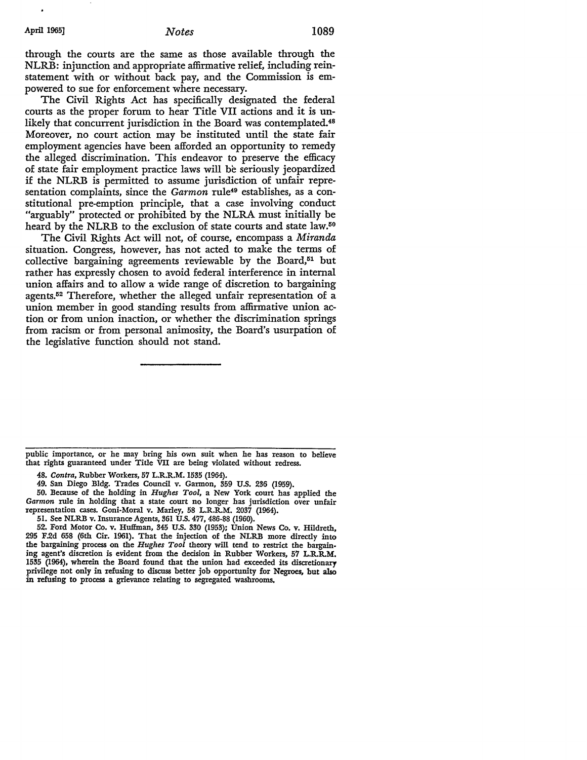through the courts are the same as those available through the NLRB: injunction and appropriate affirmative relief, including reinstatement with or without back pay, and the Commission is empowered to sue for enforcement where necessary.

The Civil Rights Act has specifically designated the federal courts as the proper forum to hear Title VII actions and it is unlikely that concurrent jurisdiction in the Board was contemplated.[48] Moreover, no court action may be instituted until the state fair employment agencies have been afforded an opportunity to remedy the alleged discrimination. This endeavor to preserve the efficacy of state fair employment practice laws will be seriously jeopardized if the NLRB is permitted to assume jurisdiction of unfair representation complaints, since the *Garmon* rule[49] establishes, as a constitutional pre-emption principle, that a case involving conduct "arguably" protected or prohibited by the NLRA must initially be heard by the NLRB to the exclusion of state courts and state law.[50]

The Civil Rights Act will not, of course, encompass a *Miranda* situation. Congress, however, has not acted to make the terms of collective bargaining agreements reviewable by the Board,[51] but rather has expressly chosen to avoid federal interference in internal union affairs and to allow a wide range of discretion to bargaining agents.[52] Therefore, whether the alleged unfair representation of a union member in good standing results from affirmative union action or from union inaction, or whether the discrimination springs from racism or from personal animosity, the Board's usurpation of the legislative function should not stand.

---

public importance, or he may bring his own suit when he has reason to believe that rights guaranteed under Title VII are being violated without redress.

48. *Contra*, Rubber Workers, 57 L.R.R.M. 1535 (1964).

49. San Diego Bldg. Trades Council v. Garmon, 359 U.S. 236 (1959).

50. Because of the holding in *Hughes Tool*, a New York court has applied the *Garmon* rule in holding that a state court no longer has jurisdiction over unfair representation cases. Goni-Moral v. Marley, 58 L.R.R.M. 2037 (1964).

51. See NLRB v. Insurance Agents, 361 U.S. 477, 486-88 (1960).

52. Ford Motor Co. v. Huffman, 345 U.S. 330 (1953); Union News Co. v. Hildreth, 295 F.2d 658 (6th Cir. 1961). That the injection of the NLRB more directly into the bargaining process on the *Hughes Tool* theory will tend to restrict the bargaining agent's discretion is evident from the decision in Rubber Workers, 57 L.R.R.M. 1535 (1964), wherein the Board found that the union had exceeded its discretionary privilege not only in refusing to discuss better job opportunity for Negroes, but also in refusing to process a grievance relating to segregated washrooms.